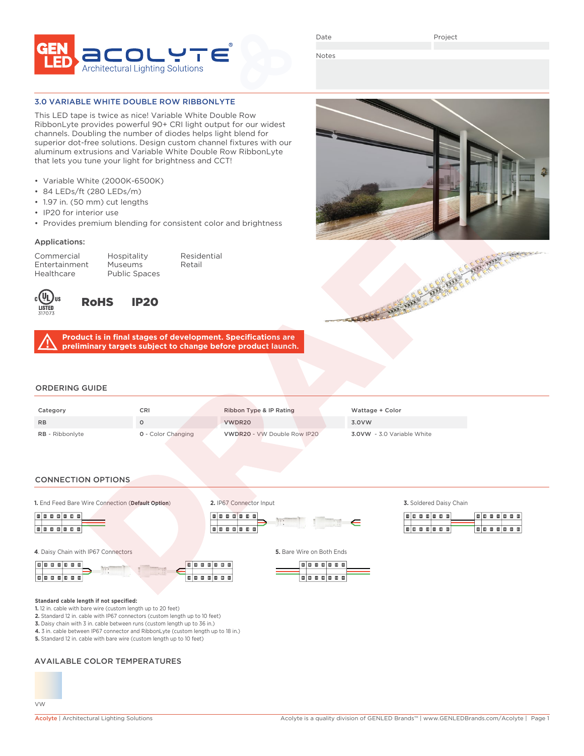GEN LED | ACOLYTE® Architectural Lighting Solutions

Date | Project

Notes

## 3.0 VARIABLE WHITE DOUBLE ROW RIBBONLYTE

This LED tape is twice as nice! Variable White Double Row RibbonLyte provides powerful 90+ CRI light output for our widest channels. Doubling the number of diodes helps light blend for superior dot-free solutions. Design custom channel fixtures with our aluminum extrusions and Variable White Double Row RibbonLyte that lets you tune your light for brightness and CCT!

- Variable White (2000K-6500K)
- 84 LEDs/ft (280 LEDs/m)
- 1.97 in. (50 mm) cut lengths
- IP20 for interior use
- Provides premium blending for consistent color and brightness

### Applications:

| | | |
|---|---|---|
| Commercial | Hospitality | Residential |
| Entertainment | Museums | Retail |
| Healthcare | Public Spaces | |

c UL us LISTED 317073 | **RoHS** | **IP20**

**Product is in final stages of development. Specifications are preliminary targets subject to change before product launch.**

## ORDERING GUIDE

| Category | CRI | Ribbon Type & IP Rating | Wattage + Color |
|---|---|---|---|
| RB | 0 | VWDR20 | 3.0VW |
| **RB** - Ribbonlyte | **0** - Color Changing | **VWDR20** - VW Double Row IP20 | **3.0VW** - 3.0 Variable White |

## CONNECTION OPTIONS

**1.** End Feed Bare Wire Connection (**Default Option**)

**2.** IP67 Connector Input

**3.** Soldered Daisy Chain

**4.** Daisy Chain with IP67 Connectors

**5.** Bare Wire on Both Ends

**Standard cable length if not specified:**

**1.** 12 in. cable with bare wire (custom length up to 20 feet)
**2.** Standard 12 in. cable with IP67 connectors (custom length up to 10 feet)
**3.** Daisy chain with 3 in. cable between runs (custom length up to 36 in.)
**4.** 3 in. cable between IP67 connector and RibbonLyte (custom length up to 18 in.)
**5.** Standard 12 in. cable with bare wire (custom length up to 10 feet)

## AVAILABLE COLOR TEMPERATURES

VW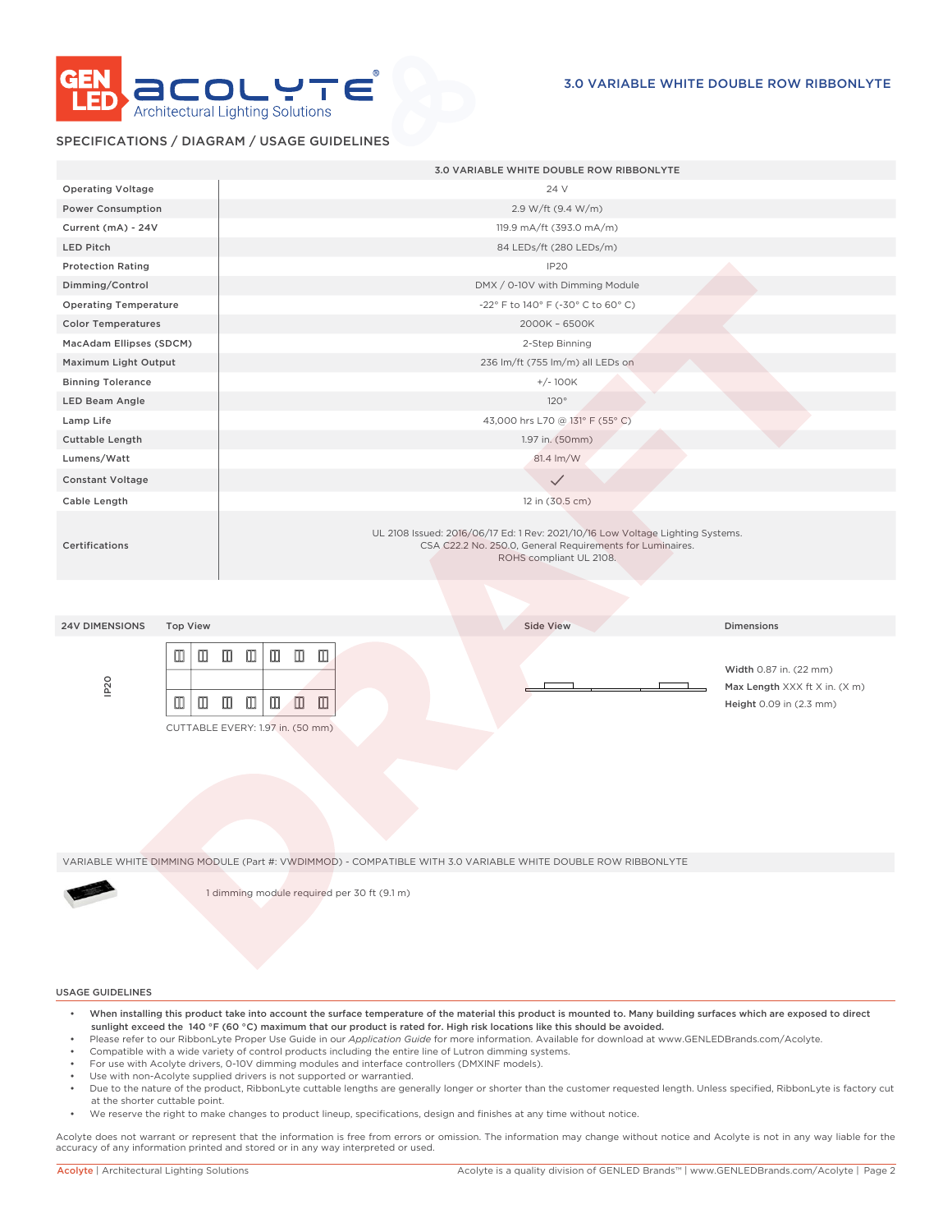## SPECIFICATIONS / DIAGRAM / USAGE GUIDELINES

| | 3.0 VARIABLE WHITE DOUBLE ROW RIBBONLYTE |
|---|---|
| Operating Voltage | 24 V |
| Power Consumption | 2.9 W/ft (9.4 W/m) |
| Current (mA) - 24V | 119.9 mA/ft (393.0 mA/m) |
| LED Pitch | 84 LEDs/ft (280 LEDs/m) |
| Protection Rating | IP20 |
| Dimming/Control | DMX / 0-10V with Dimming Module |
| Operating Temperature | -22° F to 140° F (-30° C to 60° C) |
| Color Temperatures | 2000K – 6500K |
| MacAdam Ellipses (SDCM) | 2-Step Binning |
| Maximum Light Output | 236 lm/ft (755 lm/m) all LEDs on |
| Binning Tolerance | +/- 100K |
| LED Beam Angle | 120° |
| Lamp Life | 43,000 hrs L70 @ 131° F (55° C) |
| Cuttable Length | 1.97 in. (50mm) |
| Lumens/Watt | 81.4 lm/W |
| Constant Voltage | ✓ |
| Cable Length | 12 in (30.5 cm) |
| Certifications | UL 2108 Issued: 2016/06/17 Ed: 1 Rev: 2021/10/16 Low Voltage Lighting Systems. CSA C22.2 No. 250.0, General Requirements for Luminaires. ROHS compliant UL 2108. |

| 24V DIMENSIONS | Top View | Side View | Dimensions |
|---|---|---|---|
| IP20 | CUTTABLE EVERY: 1.97 in. (50 mm) | | **Width** 0.87 in. (22 mm)<br>**Max Length** XXX ft X in. (X m)<br>**Height** 0.09 in (2.3 mm) |

VARIABLE WHITE DIMMING MODULE (Part #: VWDIMMOD) - COMPATIBLE WITH 3.0 VARIABLE WHITE DOUBLE ROW RIBBONLYTE

1 dimming module required per 30 ft (9.1 m)

### USAGE GUIDELINES

- **When installing this product take into account the surface temperature of the material this product is mounted to. Many building surfaces which are exposed to direct sunlight exceed the 140 °F (60 °C) maximum that our product is rated for. High risk locations like this should be avoided.**
- Please refer to our RibbonLyte Proper Use Guide in our *Application Guide* for more information. Available for download at www.GENLEDBrands.com/Acolyte.
- Compatible with a wide variety of control products including the entire line of Lutron dimming systems.
- For use with Acolyte drivers, 0-10V dimming modules and interface controllers (DMXINF models).
- Use with non-Acolyte supplied drivers is not supported or warrantied.
- Due to the nature of the product, RibbonLyte cuttable lengths are generally longer or shorter than the customer requested length. Unless specified, RibbonLyte is factory cut at the shorter cuttable point.
- We reserve the right to make changes to product lineup, specifications, design and finishes at any time without notice.

Acolyte does not warrant or represent that the information is free from errors or omission. The information may change without notice and Acolyte is not in any way liable for the accuracy of any information printed and stored or in any way interpreted or used.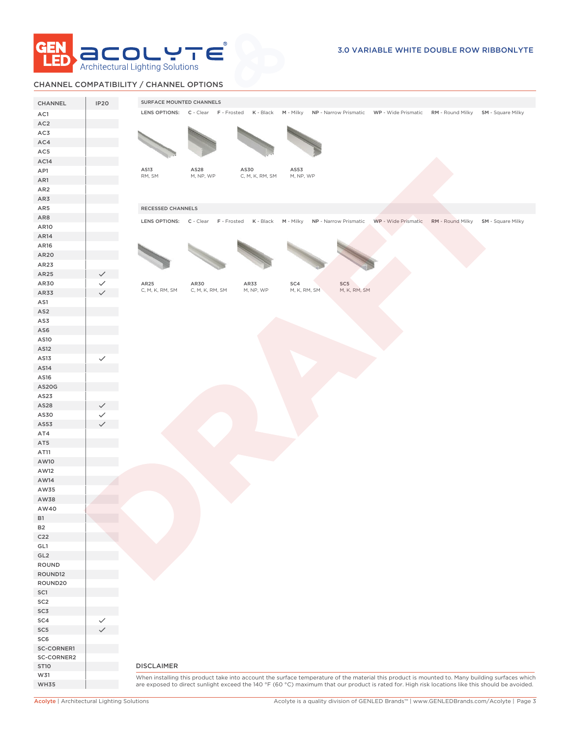## CHANNEL COMPATIBILITY / CHANNEL OPTIONS

| CHANNEL | IP20 |
|---|---|
| AC1 | |
| AC2 | |
| AC3 | |
| AC4 | |
| AC5 | |
| AC14 | |
| AP1 | |
| AR1 | |
| AR2 | |
| AR3 | |
| AR5 | |
| AR8 | |
| AR10 | |
| AR14 | |
| AR16 | |
| AR20 | |
| AR23 | |
| AR25 | ✓ |
| AR30 | ✓ |
| AR33 | ✓ |
| AS1 | |
| AS2 | |
| AS3 | |
| AS6 | |
| AS10 | |
| AS12 | |
| AS13 | ✓ |
| AS14 | |
| AS16 | |
| AS20G | |
| AS23 | |
| AS28 | ✓ |
| AS30 | ✓ |
| AS53 | ✓ |
| AT4 | |
| AT5 | |
| AT11 | |
| AW10 | |
| AW12 | |
| AW14 | |
| AW35 | |
| AW38 | |
| AW40 | |
| B1 | |
| B2 | |
| C22 | |
| GL1 | |
| GL2 | |
| ROUND | |
| ROUND12 | |
| ROUND20 | |
| SC1 | |
| SC2 | |
| SC3 | |
| SC4 | ✓ |
| SC5 | ✓ |
| SC6 | |
| SC-CORNER1 | |
| SC-CORNER2 | |
| ST10 | |
| W31 | |
| WH35 | |

### SURFACE MOUNTED CHANNELS

LENS OPTIONS: **C** - Clear **F** - Frosted **K** - Black **M** - Milky **NP** - Narrow Prismatic **WP** - Wide Prismatic **RM** - Round Milky **SM** - Square Milky

| AS13 | AS28 | AS30 | AS53 |
|---|---|---|---|
| RM, SM | M, NP, WP | C, M, K, RM, SM | M, NP, WP |

### RECESSED CHANNELS

LENS OPTIONS: **C** - Clear **F** - Frosted **K** - Black **M** - Milky **NP** - Narrow Prismatic **WP** - Wide Prismatic **RM** - Round Milky **SM** - Square Milky

| AR25 | AR30 | AR33 | SC4 | SC5 |
|---|---|---|---|---|
| C, M, K, RM, SM | C, M, K, RM, SM | M, NP, WP | M, K, RM, SM | M, K, RM, SM |

### DISCLAIMER

When installing this product take into account the surface temperature of the material this product is mounted to. Many building surfaces which are exposed to direct sunlight exceed the 140 °F (60 °C) maximum that our product is rated for. High risk locations like this should be avoided.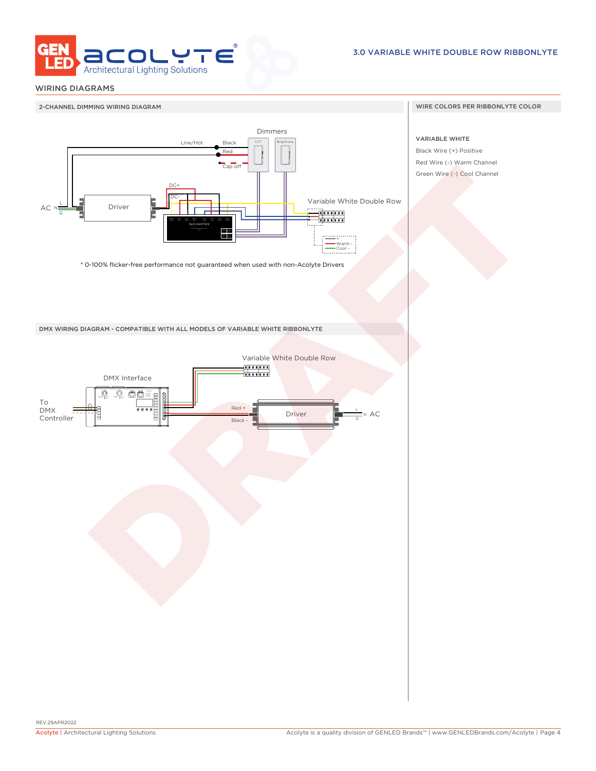# WIRING DIAGRAMS

## 2-CHANNEL DIMMING WIRING DIAGRAM

Dimmers

CCT

Brightness

Line/Hot

Black

Red

Cap off

DC+

DC-

AC

L

N

G

Driver

SLD-DimTW2

Variable White Double Row

Warm -

Cool -

* 0-100% flicker-free performance not guaranteed when used with non-Acolyte Drivers

## DMX WIRING DIAGRAM - COMPATIBLE WITH ALL MODELS OF VARIABLE WHITE RIBBONLYTE

Variable White Double Row

DMX Interface

To DMX Controller

Red +

Black -

Driver

L

N

G

AC

## WIRE COLORS PER RIBBONLYTE COLOR

### VARIABLE WHITE

Black Wire (+) Positive

Red Wire (-) Warm Channel

Green Wire (-) Cool Channel

REV.29APR2022